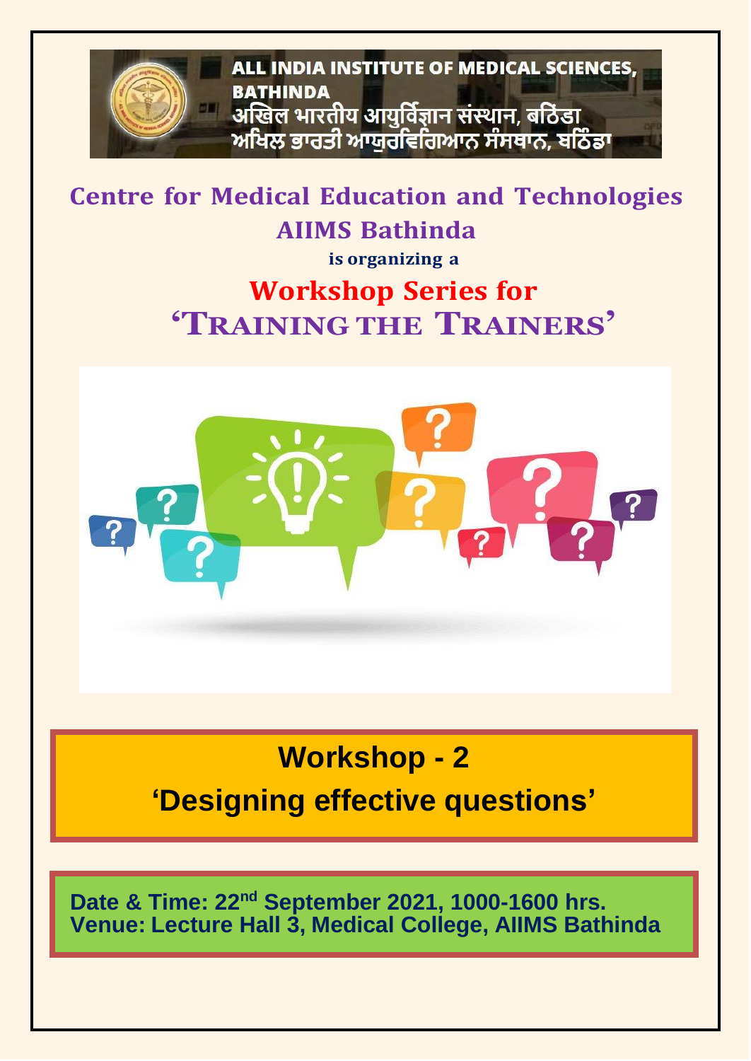ALL INDIA INSTITUTE OF MEDICAL SCIENCES, BATHINDA

अखिल भारतीय आयुर्विज्ञान संस्थान, बठिंडा

ਅਖਿਲ ਭਾਰਤੀ ਆਯੁਰਵਿਗਿਆਨ ਸੰਸਥਾਨ, ਬਠਿੰਡਾ

# Centre for Medical Education and Technologies AIIMS Bathinda

**is organizing a**

# Workshop Series for 'Training the Trainers'

## Workshop - 2

## 'Designing effective questions'

**Date & Time: 22nd September 2021, 1000-1600 hrs.**
**Venue: Lecture Hall 3, Medical College, AIIMS Bathinda**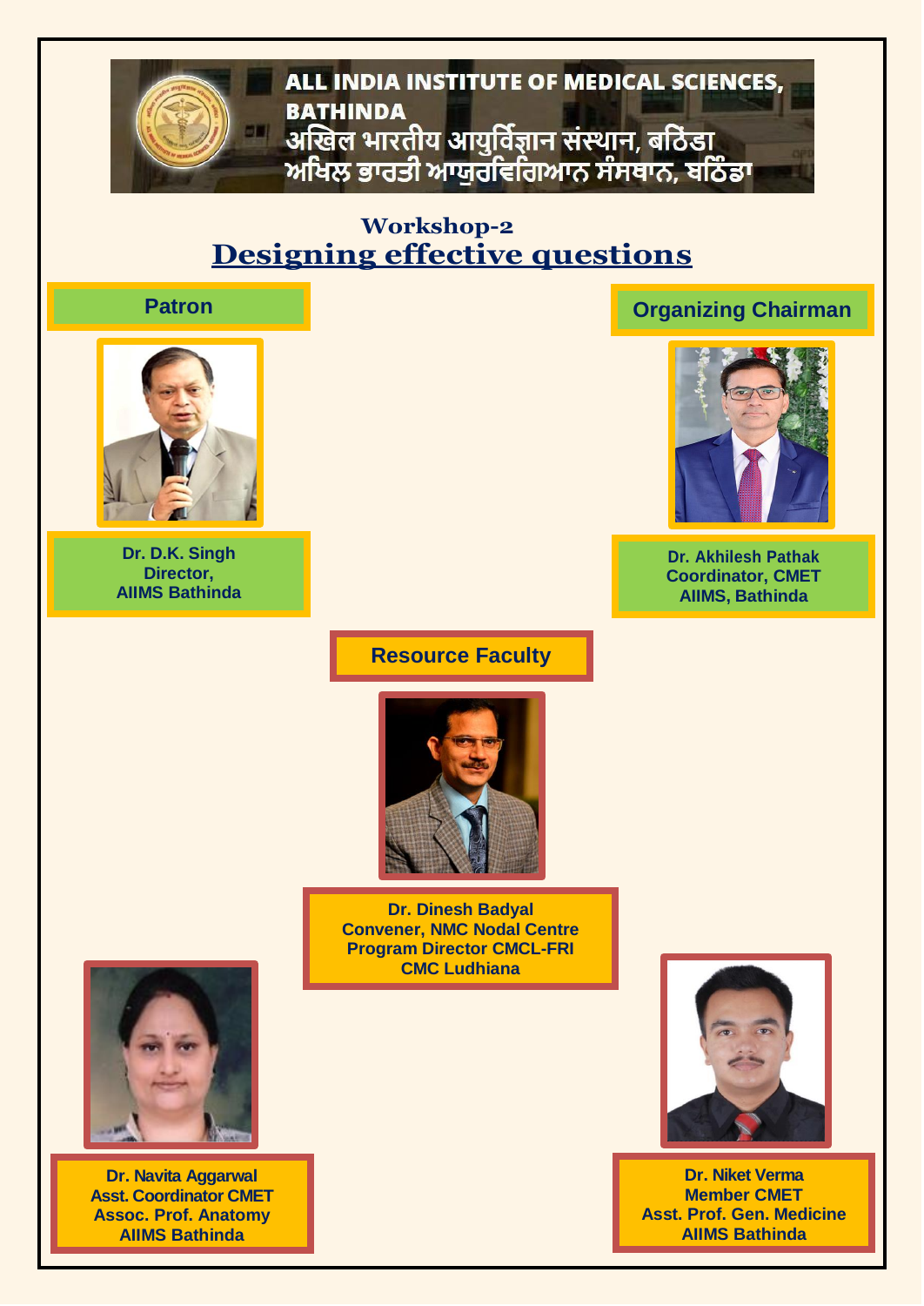**ALL INDIA INSTITUTE OF MEDICAL SCIENCES, BATHINDA**
**अखिल भारतीय आयुर्विज्ञान संस्थान, बठिंडा**
**ਅਖਿਲ ਭਾਰਤੀ ਆਯੁਰਵਿਗਿਆਨ ਸੰਸਥਾਨ, ਬਠਿੰਡਾ**

## Workshop-2
# Designing effective questions

**Patron**

**Dr. D.K. Singh**
**Director,**
**AIIMS Bathinda**

**Organizing Chairman**

**Dr. Akhilesh Pathak**
**Coordinator, CMET**
**AIIMS, Bathinda**

**Resource Faculty**

**Dr. Dinesh Badyal**
**Convener, NMC Nodal Centre**
**Program Director CMCL-FRI**
**CMC Ludhiana**

**Dr. Navita Aggarwal**
**Asst. Coordinator CMET**
**Assoc. Prof. Anatomy**
**AIIMS Bathinda**

**Dr. Niket Verma**
**Member CMET**
**Asst. Prof. Gen. Medicine**
**AIIMS Bathinda**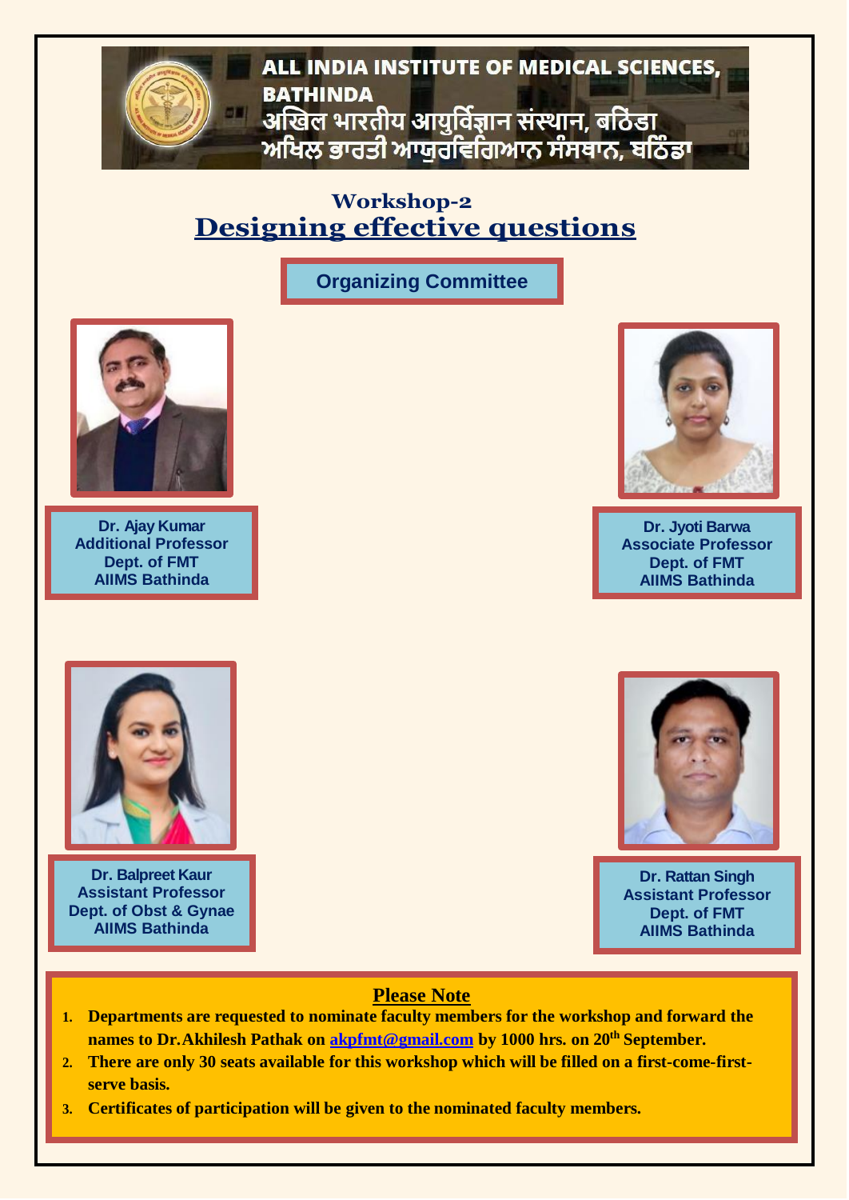ALL INDIA INSTITUTE OF MEDICAL SCIENCES, BATHINDA

अखिल भारतीय आयुर्विज्ञान संस्थान, बठिंडा

ਅਖਿਲ ਭਾਰਤੀ ਆਯੁਰਵਿਗਿਆਨ ਸੰਸਥਾਨ, ਬਠਿੰਡਾ

## Workshop-2

# Designing effective questions

### Organizing Committee

**Dr. Ajay Kumar**
**Additional Professor**
**Dept. of FMT**
**AIIMS Bathinda**

**Dr. Jyoti Barwa**
**Associate Professor**
**Dept. of FMT**
**AIIMS Bathinda**

**Dr. Balpreet Kaur**
**Assistant Professor**
**Dept. of Obst & Gynae**
**AIIMS Bathinda**

**Dr. Rattan Singh**
**Assistant Professor**
**Dept. of FMT**
**AIIMS Bathinda**

### Please Note

1. **Departments are requested to nominate faculty members for the workshop and forward the names to Dr. Akhilesh Pathak on akpfmt@gmail.com by 1000 hrs. on 20th September.**
2. **There are only 30 seats available for this workshop which will be filled on a first-come-first-serve basis.**
3. **Certificates of participation will be given to the nominated faculty members.**